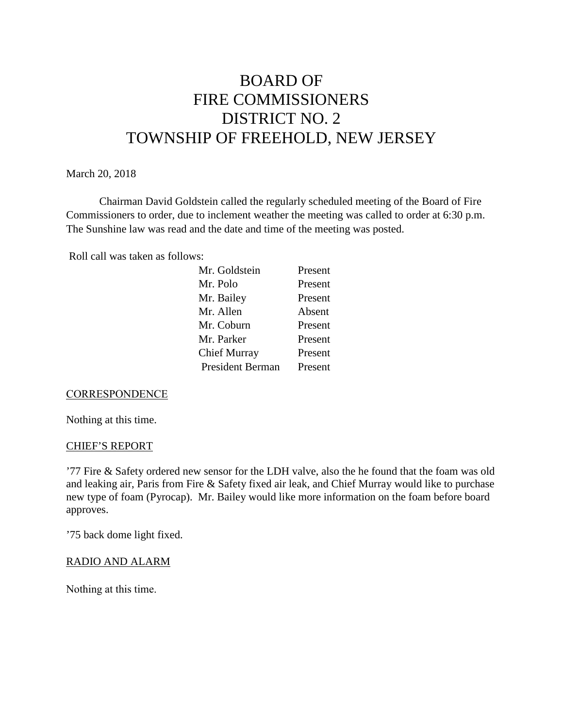# BOARD OF FIRE COMMISSIONERS DISTRICT NO. 2 TOWNSHIP OF FREEHOLD, NEW JERSEY

March 20, 2018

Chairman David Goldstein called the regularly scheduled meeting of the Board of Fire Commissioners to order, due to inclement weather the meeting was called to order at 6:30 p.m. The Sunshine law was read and the date and time of the meeting was posted.

Roll call was taken as follows:

| | |
|---|---|
| Mr. Goldstein | Present |
| Mr. Polo | Present |
| Mr. Bailey | Present |
| Mr. Allen | Absent |
| Mr. Coburn | Present |
| Mr. Parker | Present |
| Chief Murray | Present |
| President Berman | Present |

## CORRESPONDENCE

Nothing at this time.

## CHIEF'S REPORT

'77 Fire & Safety ordered new sensor for the LDH valve, also the he found that the foam was old and leaking air, Paris from Fire & Safety fixed air leak, and Chief Murray would like to purchase new type of foam (Pyrocap). Mr. Bailey would like more information on the foam before board approves.

'75 back dome light fixed.

## RADIO AND ALARM

Nothing at this time.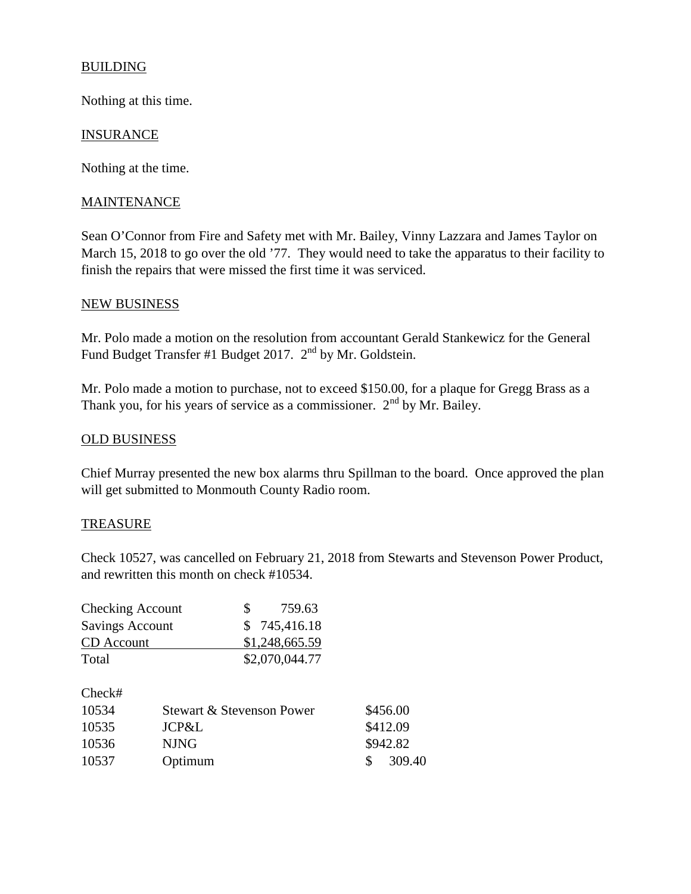## BUILDING

Nothing at this time.

## INSURANCE

Nothing at the time.

## MAINTENANCE

Sean O'Connor from Fire and Safety met with Mr. Bailey, Vinny Lazzara and James Taylor on March 15, 2018 to go over the old '77. They would need to take the apparatus to their facility to finish the repairs that were missed the first time it was serviced.

## NEW BUSINESS

Mr. Polo made a motion on the resolution from accountant Gerald Stankewicz for the General Fund Budget Transfer #1 Budget 2017. 2nd by Mr. Goldstein.

Mr. Polo made a motion to purchase, not to exceed $150.00, for a plaque for Gregg Brass as a Thank you, for his years of service as a commissioner. 2nd by Mr. Bailey.

## OLD BUSINESS

Chief Murray presented the new box alarms thru Spillman to the board. Once approved the plan will get submitted to Monmouth County Radio room.

## TREASURE

Check 10527, was cancelled on February 21, 2018 from Stewarts and Stevenson Power Product, and rewritten this month on check #10534.

| | |
|---|---|
| Checking Account | $ 759.63 |
| Savings Account | $ 745,416.18 |
| CD Account | $1,248,665.59 |
| Total | $2,070,044.77 |

| Check# | | |
|---|---|---|
| 10534 | Stewart & Stevenson Power | $456.00 |
| 10535 | JCP&L | $412.09 |
| 10536 | NJNG | $942.82 |
| 10537 | Optimum | $ 309.40 |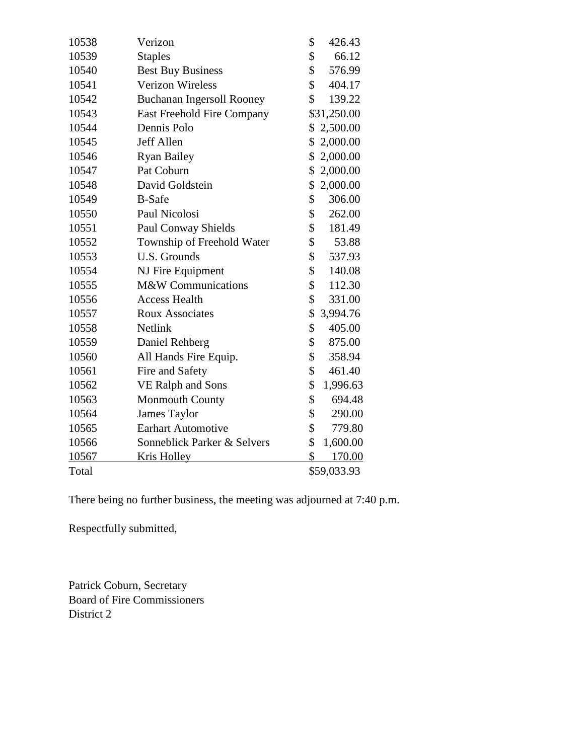| | | |
|---|---|---|
| 10538 | Verizon | $ 426.43 |
| 10539 | Staples | $ 66.12 |
| 10540 | Best Buy Business | $ 576.99 |
| 10541 | Verizon Wireless | $ 404.17 |
| 10542 | Buchanan Ingersoll Rooney | $ 139.22 |
| 10543 | East Freehold Fire Company | $31,250.00 |
| 10544 | Dennis Polo | $ 2,500.00 |
| 10545 | Jeff Allen | $ 2,000.00 |
| 10546 | Ryan Bailey | $ 2,000.00 |
| 10547 | Pat Coburn | $ 2,000.00 |
| 10548 | David Goldstein | $ 2,000.00 |
| 10549 | B-Safe | $ 306.00 |
| 10550 | Paul Nicolosi | $ 262.00 |
| 10551 | Paul Conway Shields | $ 181.49 |
| 10552 | Township of Freehold Water | $ 53.88 |
| 10553 | U.S. Grounds | $ 537.93 |
| 10554 | NJ Fire Equipment | $ 140.08 |
| 10555 | M&W Communications | $ 112.30 |
| 10556 | Access Health | $ 331.00 |
| 10557 | Roux Associates | $ 3,994.76 |
| 10558 | Netlink | $ 405.00 |
| 10559 | Daniel Rehberg | $ 875.00 |
| 10560 | All Hands Fire Equip. | $ 358.94 |
| 10561 | Fire and Safety | $ 461.40 |
| 10562 | VE Ralph and Sons | $ 1,996.63 |
| 10563 | Monmouth County | $ 694.48 |
| 10564 | James Taylor | $ 290.00 |
| 10565 | Earhart Automotive | $ 779.80 |
| 10566 | Sonneblick Parker & Selvers | $ 1,600.00 |
| 10567 | Kris Holley | $ 170.00 |
| Total | | $59,033.93 |

There being no further business, the meeting was adjourned at 7:40 p.m.

Respectfully submitted,

Patrick Coburn, Secretary
Board of Fire Commissioners
District 2